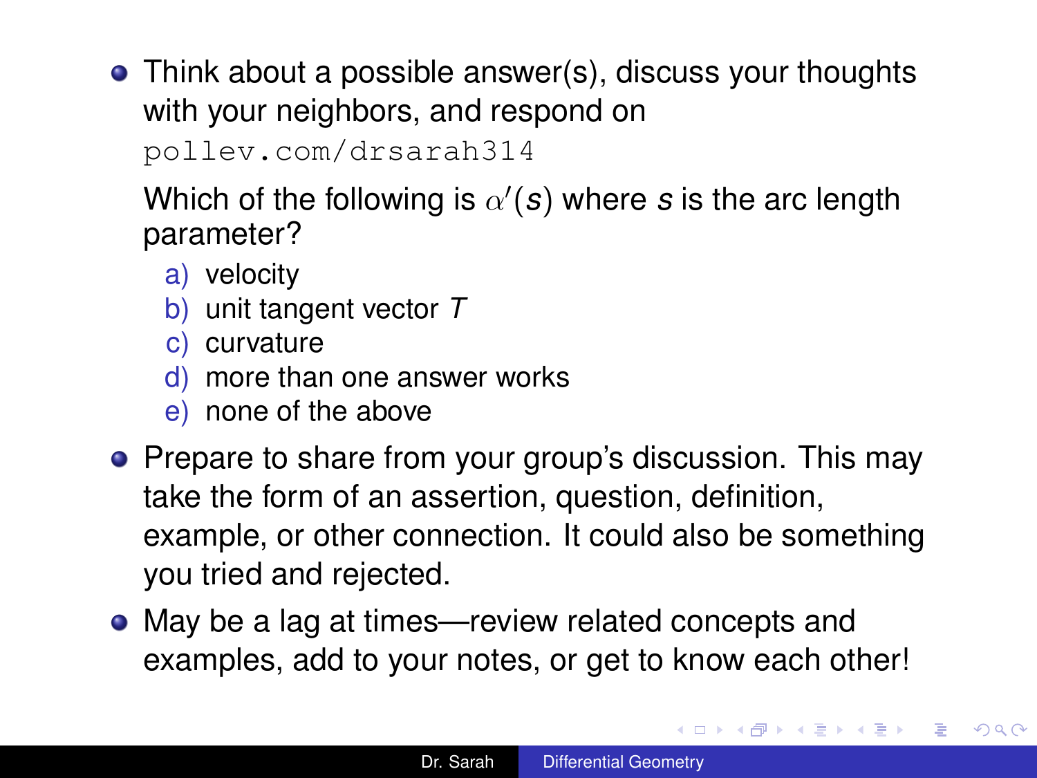- Think about a possible answer(s), discuss your thoughts with your neighbors, and respond on `pollev.com/drsarah314`

  Which of the following is $\alpha'(s)$ where $s$ is the arc length parameter?

  a) velocity
  b) unit tangent vector $T$
  c) curvature
  d) more than one answer works
  e) none of the above

- Prepare to share from your group's discussion. This may take the form of an assertion, question, definition, example, or other connection. It could also be something you tried and rejected.
- May be a lag at times—review related concepts and examples, add to your notes, or get to know each other!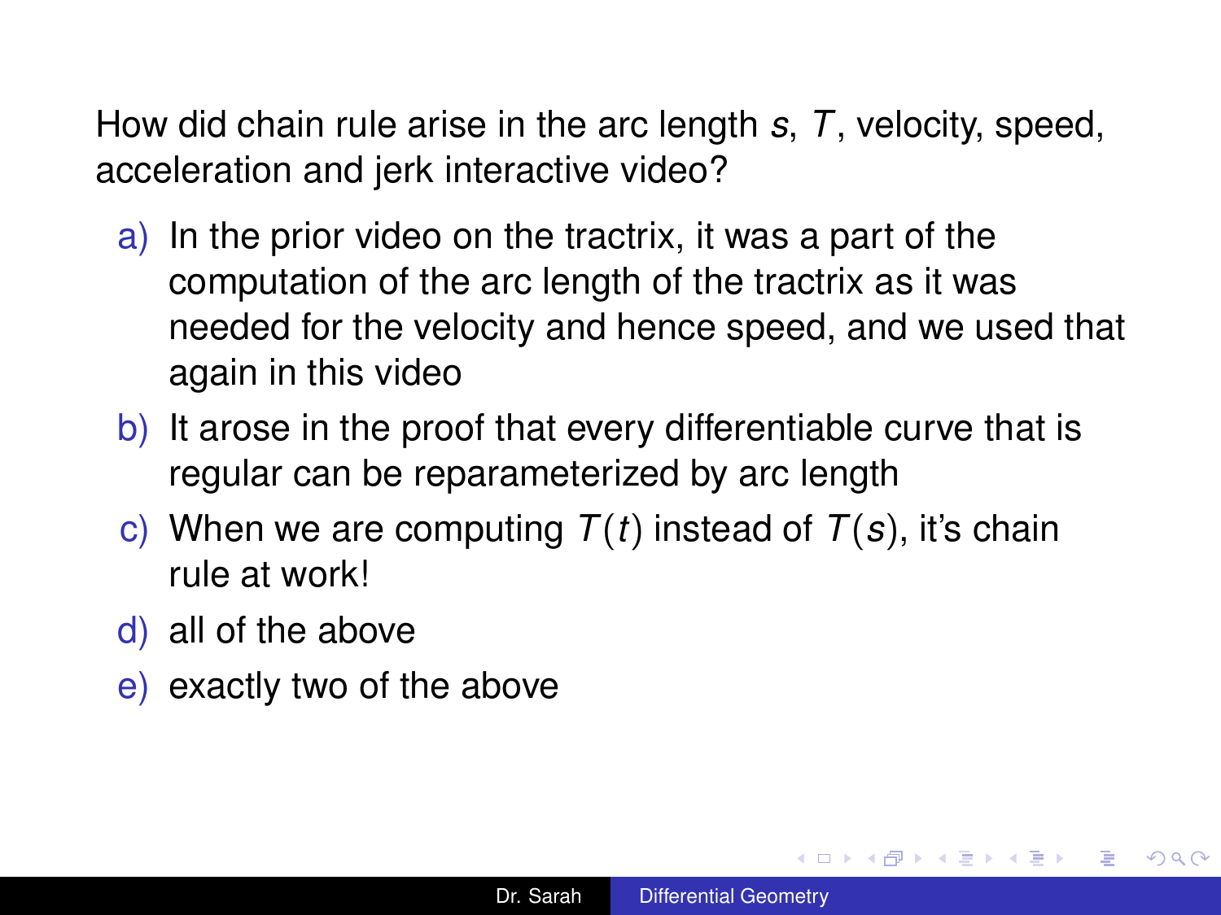How did chain rule arise in the arc length $s$, $T$, velocity, speed, acceleration and jerk interactive video?

a) In the prior video on the tractrix, it was a part of the computation of the arc length of the tractrix as it was needed for the velocity and hence speed, and we used that again in this video

b) It arose in the proof that every differentiable curve that is regular can be reparameterized by arc length

c) When we are computing $T(t)$ instead of $T(s)$, it's chain rule at work!

d) all of the above

e) exactly two of the above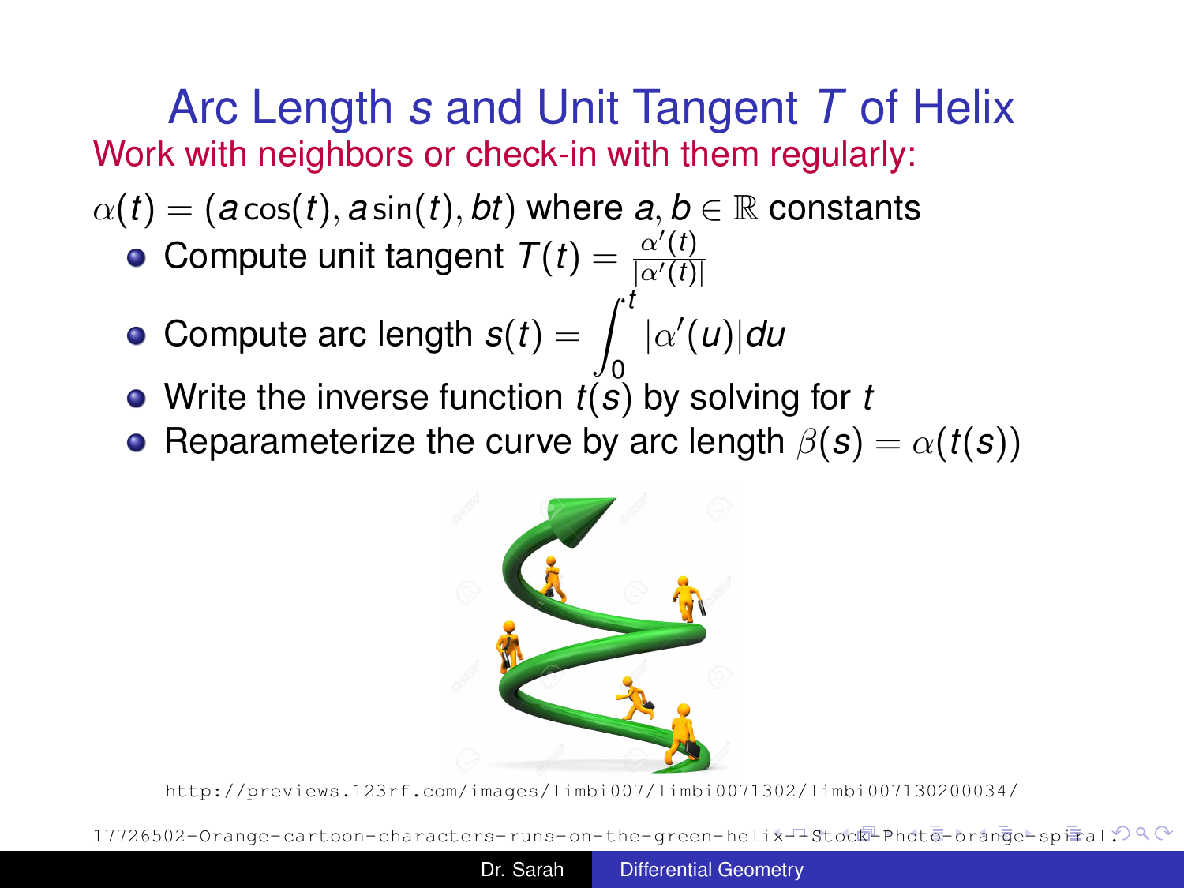# Arc Length $s$ and Unit Tangent $T$ of Helix

Work with neighbors or check-in with them regularly:

$\alpha(t) = (a\cos(t), a\sin(t), bt)$ where $a, b \in \mathbb{R}$ constants

- Compute unit tangent $T(t) = \frac{\alpha'(t)}{|\alpha'(t)|}$
- Compute arc length $s(t) = \int_0^t |\alpha'(u)| du$
- Write the inverse function $t(s)$ by solving for $t$
- Reparameterize the curve by arc length $\beta(s) = \alpha(t(s))$

http://previews.123rf.com/images/limbi007/limbi0071302/limbi007130200034/17726502-Orange-cartoon-characters-runs-on-the-green-helix--Stock-Photo-orange-spiral.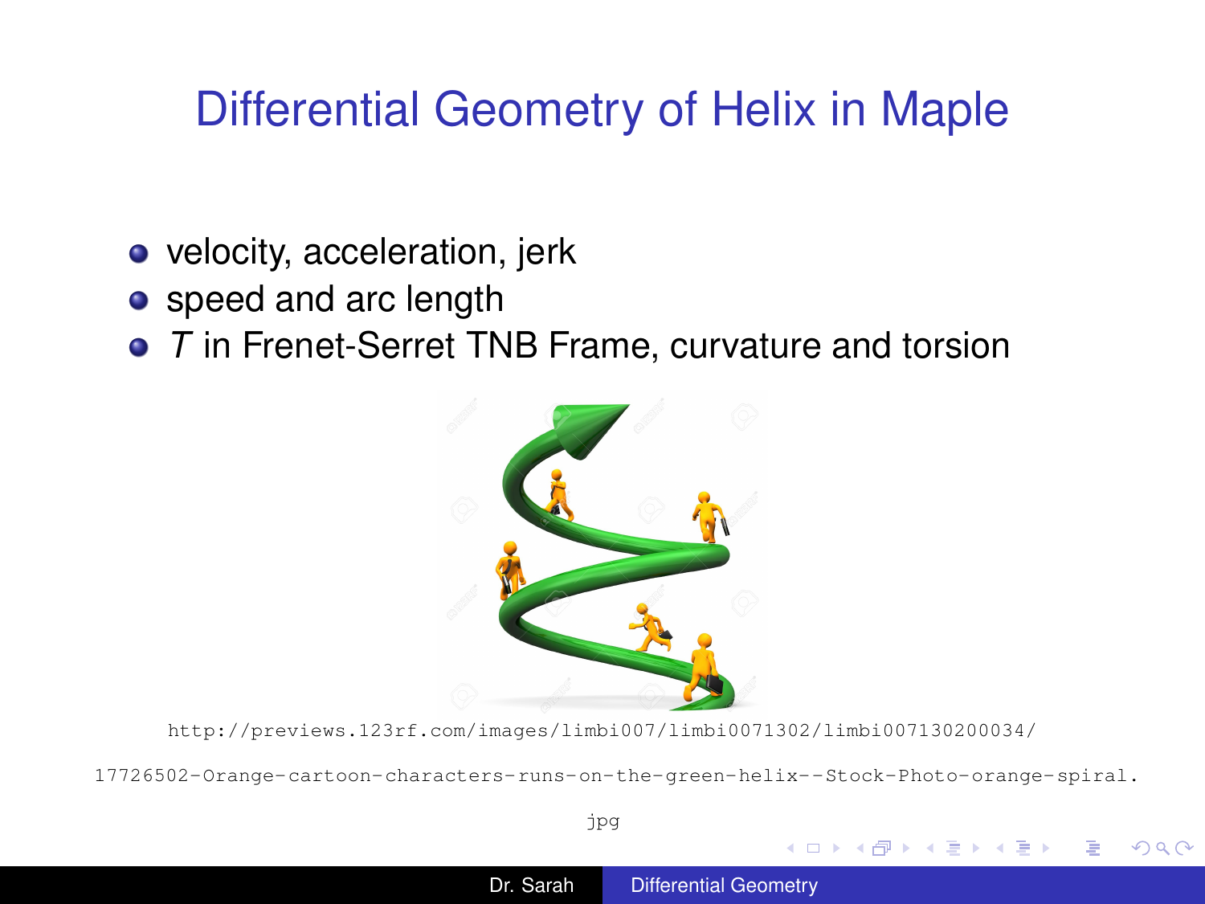# Differential Geometry of Helix in Maple

- velocity, acceleration, jerk
- speed and arc length
- *T* in Frenet-Serret TNB Frame, curvature and torsion

http://previews.123rf.com/images/limbi007/limbi0071302/limbi007130200034/17726502-Orange-cartoon-characters-runs-on-the-green-helix--Stock-Photo-orange-spiral.jpg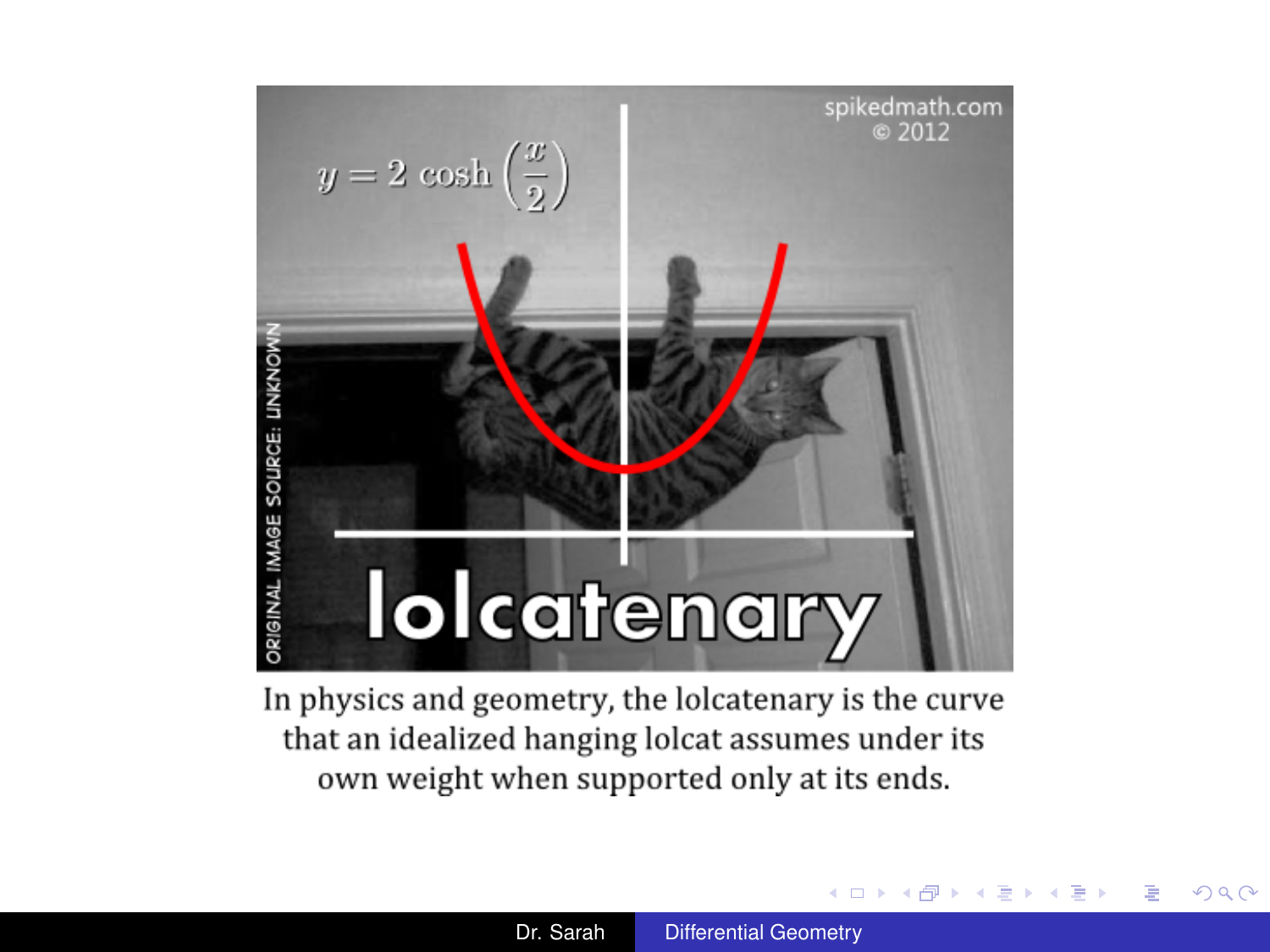$y = 2\cosh\left(\frac{x}{2}\right)$

spikedmath.com
© 2012

ORIGINAL IMAGE SOURCE: UNKNOWN

lolcatenary

In physics and geometry, the lolcatenary is the curve that an idealized hanging lolcat assumes under its own weight when supported only at its ends.